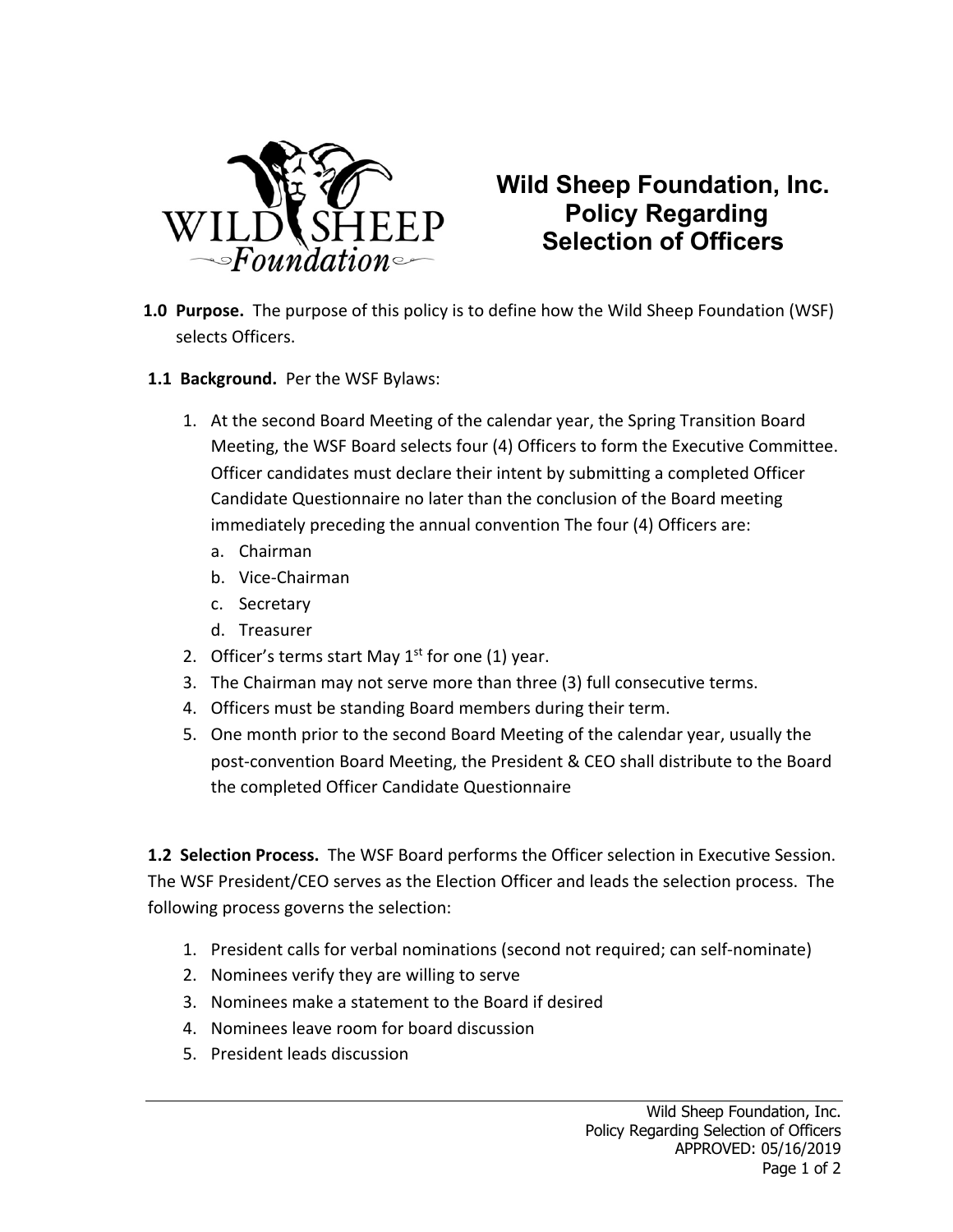# Wild Sheep Foundation, Inc. Policy Regarding Selection of Officers

**1.0 Purpose.** The purpose of this policy is to define how the Wild Sheep Foundation (WSF) selects Officers.

**1.1 Background.** Per the WSF Bylaws:

1. At the second Board Meeting of the calendar year, the Spring Transition Board Meeting, the WSF Board selects four (4) Officers to form the Executive Committee. Officer candidates must declare their intent by submitting a completed Officer Candidate Questionnaire no later than the conclusion of the Board meeting immediately preceding the annual convention The four (4) Officers are:
   a. Chairman
   b. Vice-Chairman
   c. Secretary
   d. Treasurer
2. Officer's terms start May 1st for one (1) year.
3. The Chairman may not serve more than three (3) full consecutive terms.
4. Officers must be standing Board members during their term.
5. One month prior to the second Board Meeting of the calendar year, usually the post-convention Board Meeting, the President & CEO shall distribute to the Board the completed Officer Candidate Questionnaire

**1.2 Selection Process.** The WSF Board performs the Officer selection in Executive Session. The WSF President/CEO serves as the Election Officer and leads the selection process. The following process governs the selection:

1. President calls for verbal nominations (second not required; can self-nominate)
2. Nominees verify they are willing to serve
3. Nominees make a statement to the Board if desired
4. Nominees leave room for board discussion
5. President leads discussion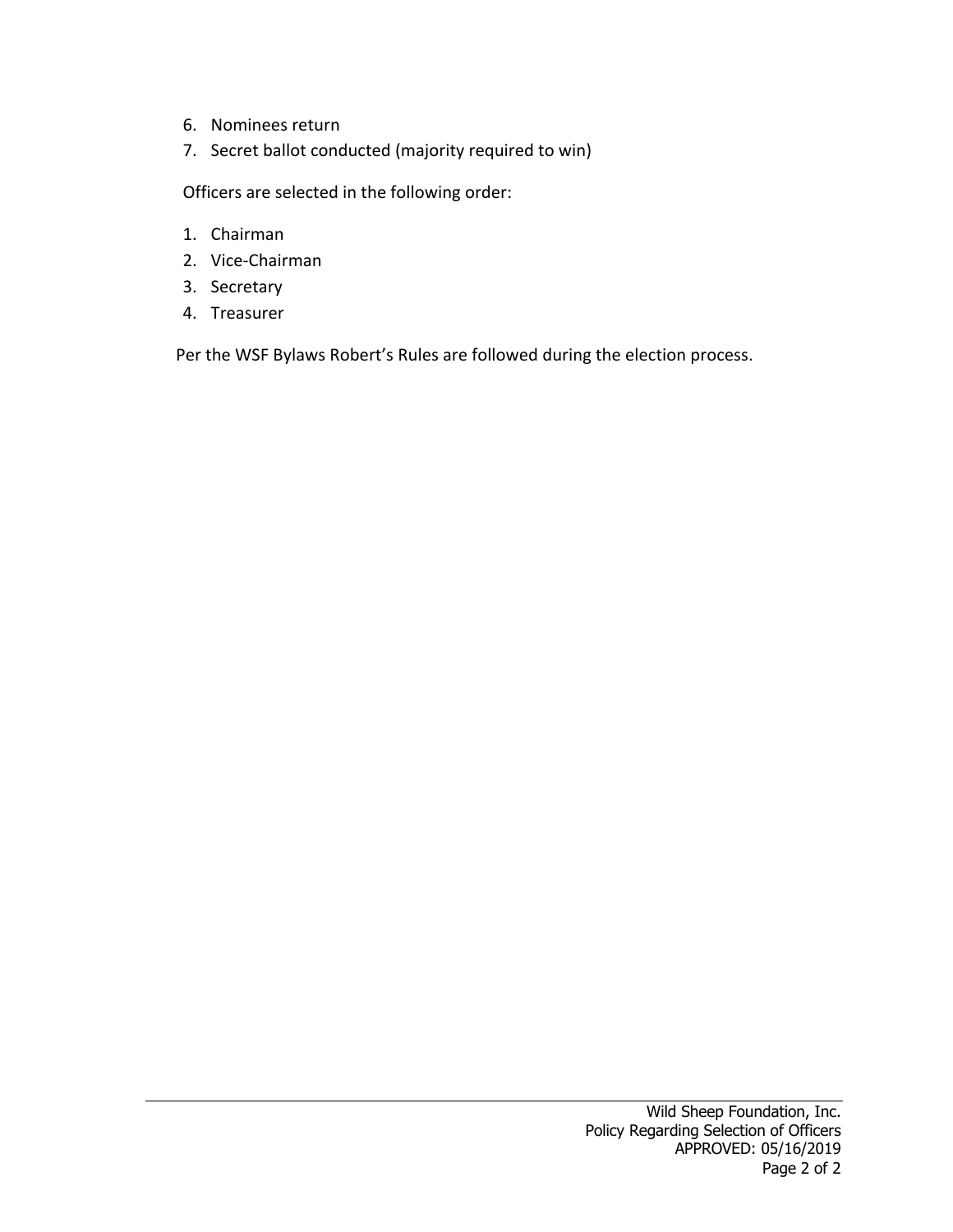6. Nominees return
7. Secret ballot conducted (majority required to win)

Officers are selected in the following order:

1. Chairman
2. Vice-Chairman
3. Secretary
4. Treasurer

Per the WSF Bylaws Robert's Rules are followed during the election process.